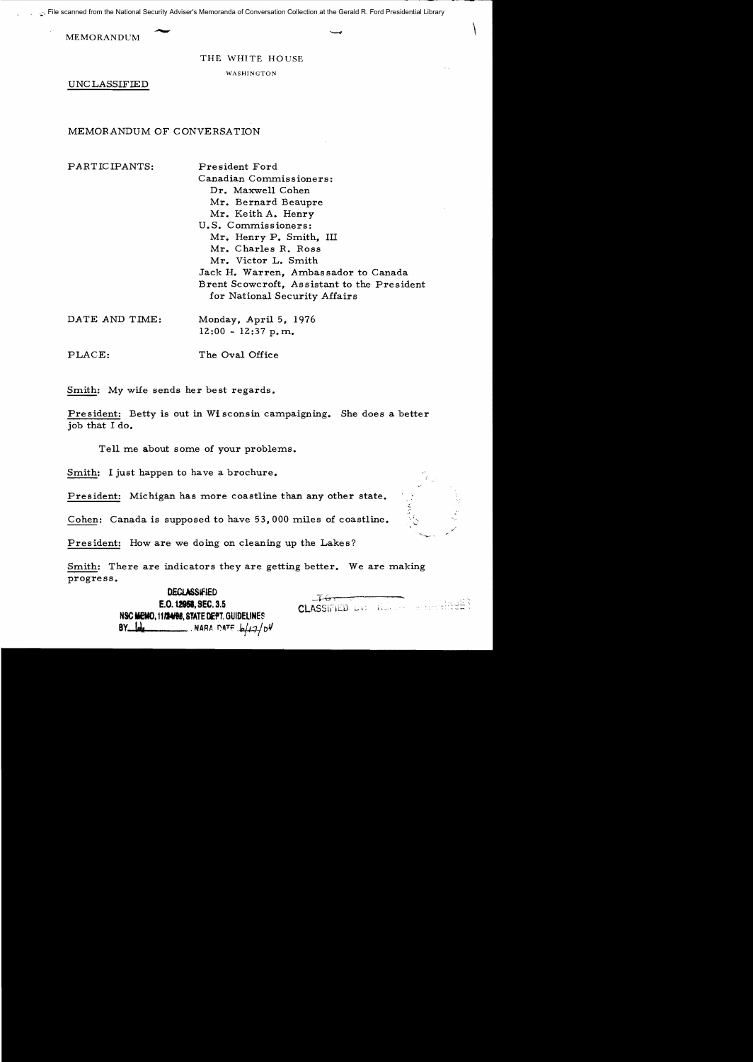File scanned from the National Security Adviser's Memoranda of Conversation Collection at the Gerald R. Ford Presidential Library

MEMORANDUM

THE WHITE HOUSE

WASHINGTON

UNCLASSIFIED

MEMORANDUM OF CONVERSATION

PARTICIPANTS: President Ford
Canadian Commissioners:
Dr. Maxwell Cohen
Mr. Bernard Beaupre
Mr. Keith A. Henry
U.S. Commissioners:
Mr. Henry P. Smith, III
Mr. Charles R. Ross
Mr. Victor L. Smith
Jack H. Warren, Ambassador to Canada
Brent Scowcroft, Assistant to the President for National Security Affairs

DATE AND TIME: Monday, April 5, 1976
12:00 - 12:37 p.m.

PLACE: The Oval Office

Smith: My wife sends her best regards.

President: Betty is out in Wisconsin campaigning. She does a better job that I do.

Tell me about some of your problems.

Smith: I just happen to have a brochure.

President: Michigan has more coastline than any other state.

Cohen: Canada is supposed to have 53,000 miles of coastline.

President: How are we doing on cleaning up the Lakes?

Smith: There are indicators they are getting better. We are making progress.

DECLASSIFIED
E.O. 12958, SEC. 3.5
NSC MEMO, 11/24/98, STATE DEPT. GUIDELINES
BY ___ NARA DATE 6/17/04

CLASSIFIED BY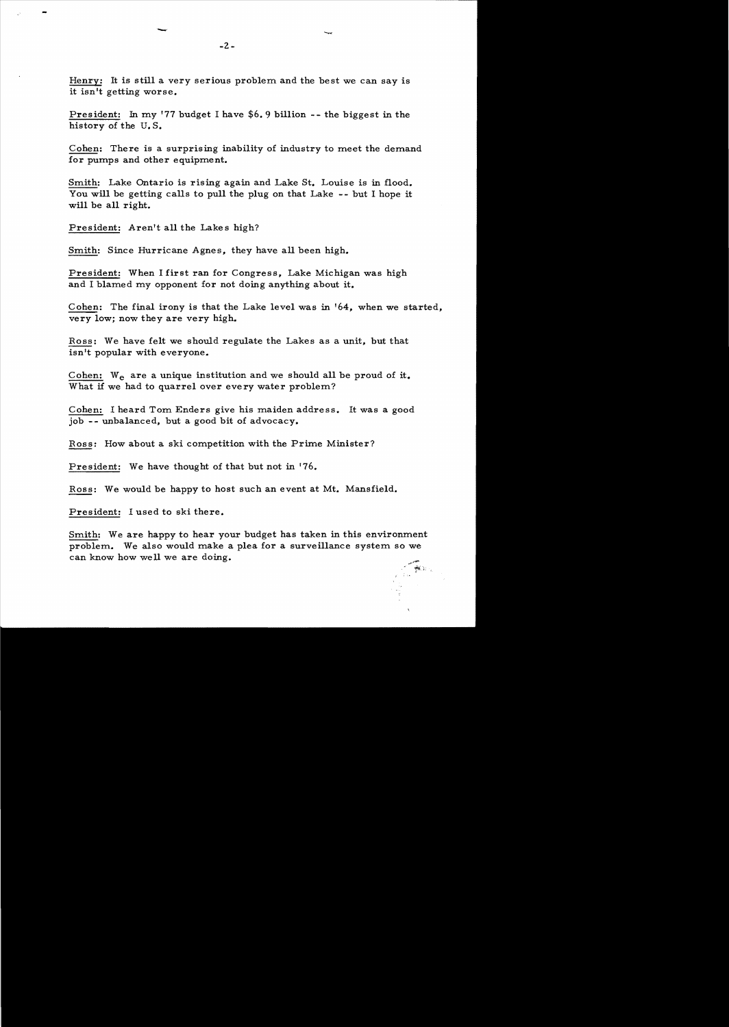Henry: It is still a very serious problem and the best we can say is it isn't getting worse.

President: In my '77 budget I have $6.9 billion -- the biggest in the history of the U.S.

Cohen: There is a surprising inability of industry to meet the demand for pumps and other equipment.

Smith: Lake Ontario is rising again and Lake St. Louise is in flood. You will be getting calls to pull the plug on that Lake -- but I hope it will be all right.

President: Aren't all the Lakes high?

Smith: Since Hurricane Agnes, they have all been high.

President: When I first ran for Congress, Lake Michigan was high and I blamed my opponent for not doing anything about it.

Cohen: The final irony is that the Lake level was in '64, when we started, very low; now they are very high.

Ross: We have felt we should regulate the Lakes as a unit, but that isn't popular with everyone.

Cohen: We are a unique institution and we should all be proud of it. What if we had to quarrel over every water problem?

Cohen: I heard Tom Enders give his maiden address. It was a good job -- unbalanced, but a good bit of advocacy.

Ross: How about a ski competition with the Prime Minister?

President: We have thought of that but not in '76.

Ross: We would be happy to host such an event at Mt. Mansfield.

President: I used to ski there.

Smith: We are happy to hear your budget has taken in this environment problem. We also would make a plea for a surveillance system so we can know how well we are doing.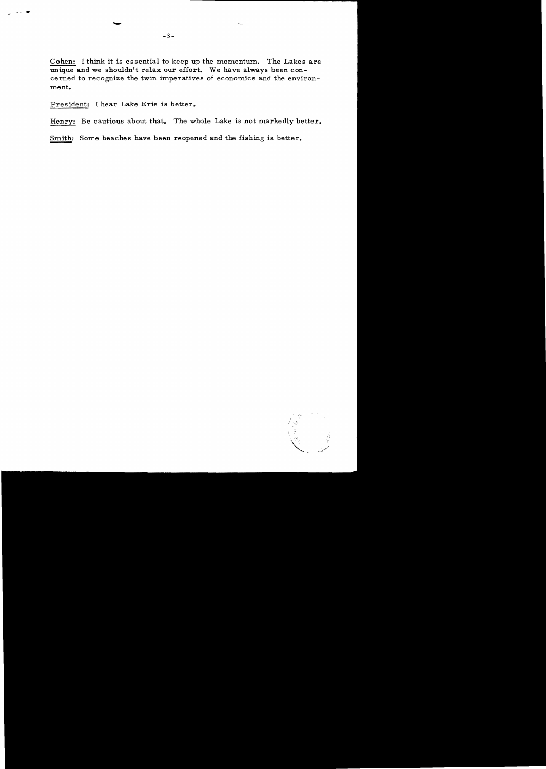Cohen: I think it is essential to keep up the momentum. The Lakes are unique and we shouldn't relax our effort. We have always been concerned to recognize the twin imperatives of economics and the environment.

President: I hear Lake Erie is better.

Henry: Be cautious about that. The whole Lake is not markedly better.

Smith: Some beaches have been reopened and the fishing is better.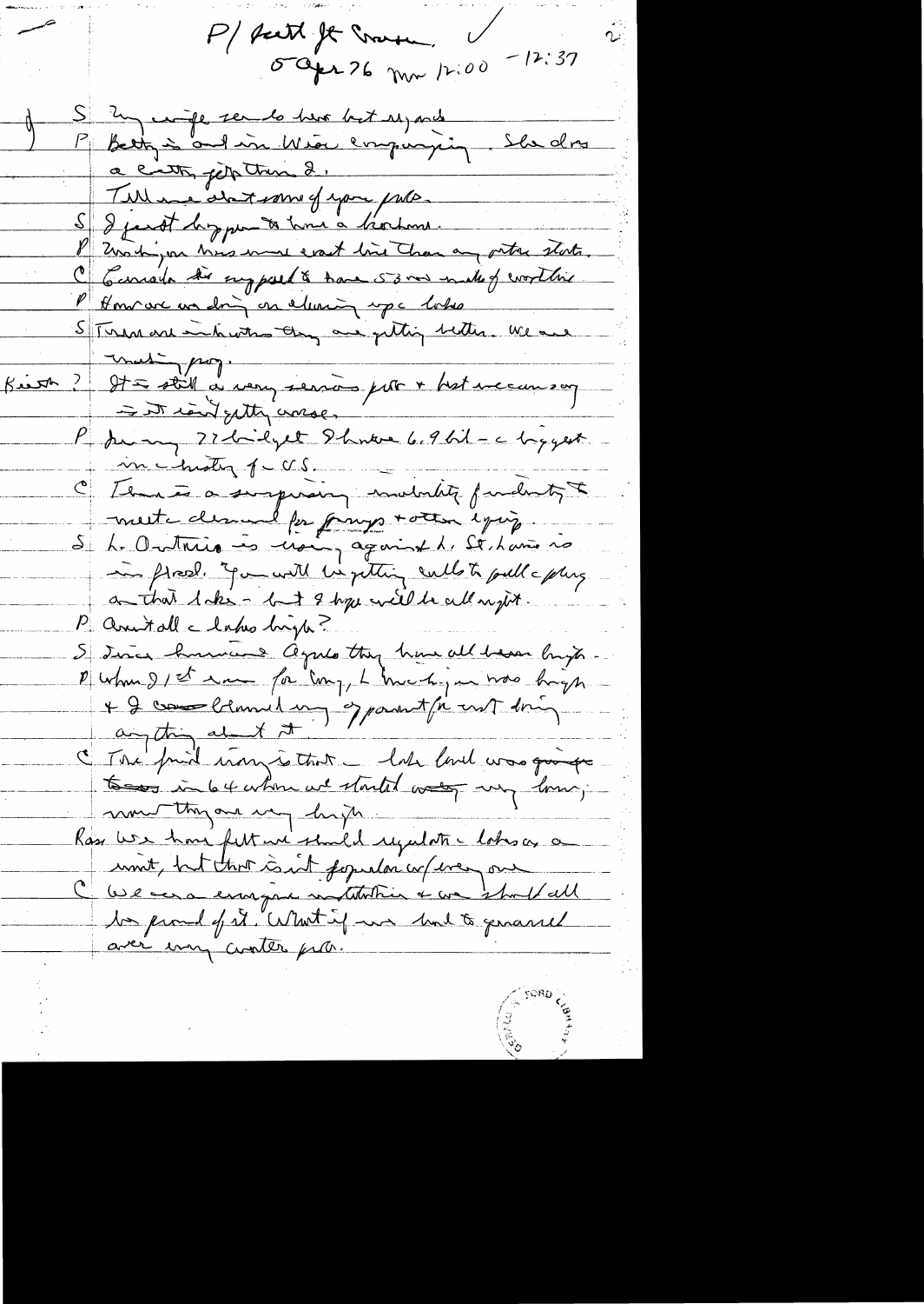P/ Sault Ste Marie ✓
5 Apr 76 mon 12:00 - 12:37

S My wife sends her best regards
P Betty is out in Wisc campaigning. She does a better job than I.
Tell me about some of your probs.
S I just happen to have a problem.
P Michigan has more coast line than any other state.
C Canada is supposed to have 53% world of water line
P How are we doing on cleaning up the lakes
S There are indications they are getting better. We are making prog.
Keith ? It's still a very serious prob + best we can say is it isn't getting worse.
P Ann my 22 billion budget I have 6.9 bil - the biggest in history of US.
C There is a surprising inability for industry to meet demand for pumps + other equip.
S L. Ontario is rising against L. St. Louis is in flood. You will be getting calls to pull the plug on that lake - but I hope it will be all right.
P Aren't all the lakes high?
S Since hurricane Agnes they have all been high.
P When I 1st came for Cong, L. Michigan was high + I was blamed by opponent for not doing anything about it.
C Their point now is that - lake level was going down in 64 when we started worry my town; now they are very high.
Ross We have felt we should regulate the lakes as a unit, but that isn't popular w/everyone
C We are a unique institution + we should all be proud of it. What if we had to quarrel over every water prob.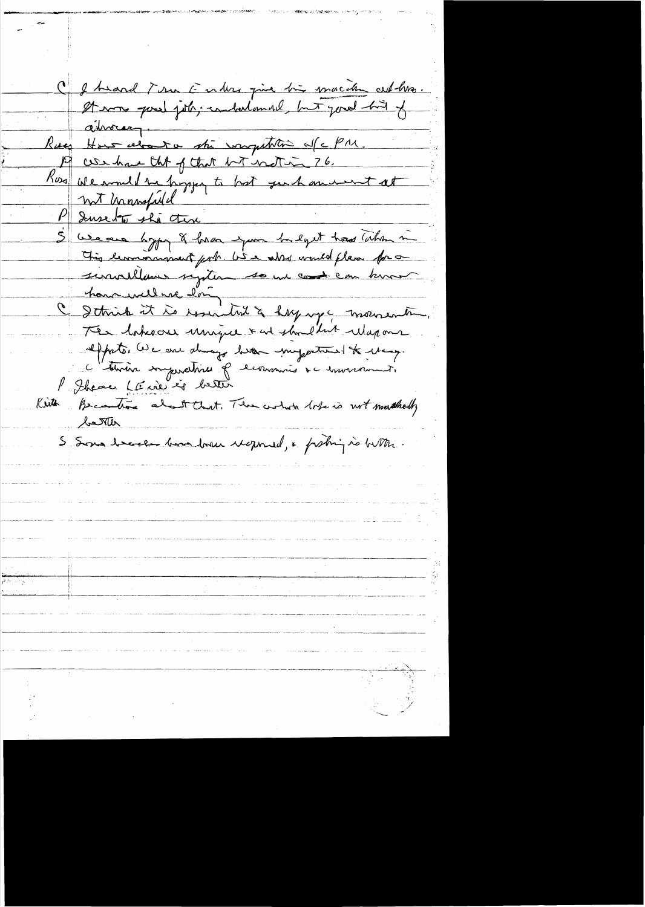C I heard Tom [?] under give his machine at [?]. It was good job; unbalanced, but good bit of advocacy.

Russ How about a ski competition w/ PM.

P We have that of that but not in 76.

Ross We would be happy to host such an event at Mt Mansfield

P Invite ski team

S We are happy & know your budget has taken in this environmental push. We also would plan for a surveillance system so we can know how well we're doing

C I think it is essential to keep up momentum. The lakes are unique & we shouldn't weaken efforts. We are always been important to [?]. C [?] importance of economics & environment.

P Jhesse [?] is better

Keith Be cautious about that. The whole lake is not markedly better

S Some beaches have been reopened, & fishing is better.